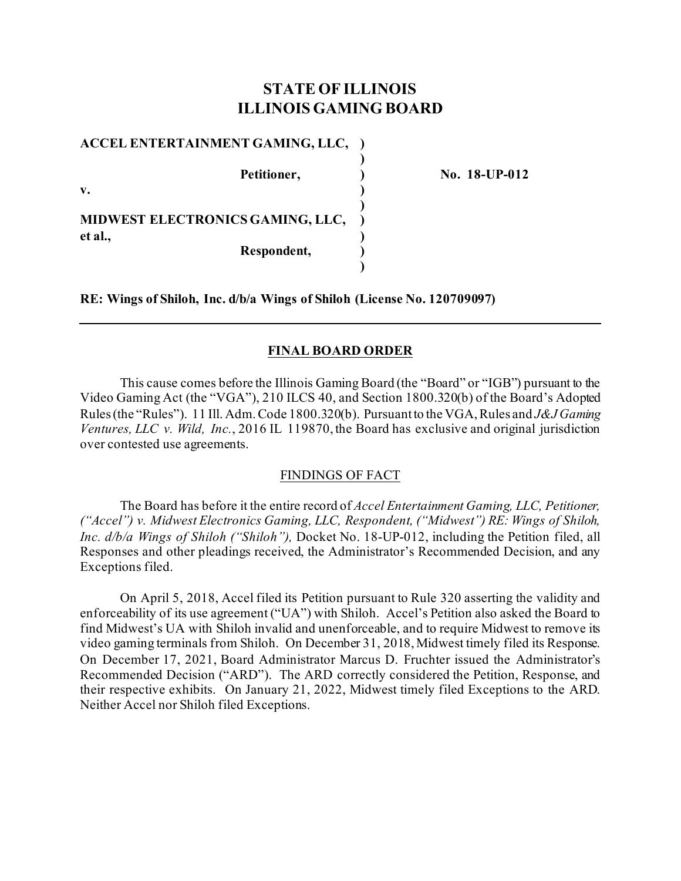# STATE OF ILLINOIS
# ILLINOIS GAMING BOARD

| | | |
|---|---|---|
| **ACCEL ENTERTAINMENT GAMING, LLC,** | **)** | |
| | **)** | |
| **Petitioner,** | **)** | **No. 18-UP-012** |
| **v.** | **)** | |
| | **)** | |
| **MIDWEST ELECTRONICS GAMING, LLC, et al.,** | **)** | |
| **Respondent,** | **)** | |
| | **)** | |

**RE: Wings of Shiloh, Inc. d/b/a Wings of Shiloh (License No. 120709097)**

---

## FINAL BOARD ORDER

This cause comes before the Illinois Gaming Board (the "Board" or "IGB") pursuant to the Video Gaming Act (the "VGA"), 210 ILCS 40, and Section 1800.320(b) of the Board's Adopted Rules (the "Rules"). 11 Ill. Adm. Code 1800.320(b). Pursuant to the VGA, Rules and *J&J Gaming Ventures, LLC v. Wild, Inc.*, 2016 IL 119870, the Board has exclusive and original jurisdiction over contested use agreements.

### FINDINGS OF FACT

The Board has before it the entire record of *Accel Entertainment Gaming, LLC, Petitioner, ("Accel") v. Midwest Electronics Gaming, LLC, Respondent, ("Midwest") RE: Wings of Shiloh, Inc. d/b/a Wings of Shiloh ("Shiloh"),* Docket No. 18-UP-012, including the Petition filed, all Responses and other pleadings received, the Administrator's Recommended Decision, and any Exceptions filed.

On April 5, 2018, Accel filed its Petition pursuant to Rule 320 asserting the validity and enforceability of its use agreement ("UA") with Shiloh. Accel's Petition also asked the Board to find Midwest's UA with Shiloh invalid and unenforceable, and to require Midwest to remove its video gaming terminals from Shiloh. On December 31, 2018, Midwest timely filed its Response. On December 17, 2021, Board Administrator Marcus D. Fruchter issued the Administrator's Recommended Decision ("ARD"). The ARD correctly considered the Petition, Response, and their respective exhibits. On January 21, 2022, Midwest timely filed Exceptions to the ARD. Neither Accel nor Shiloh filed Exceptions.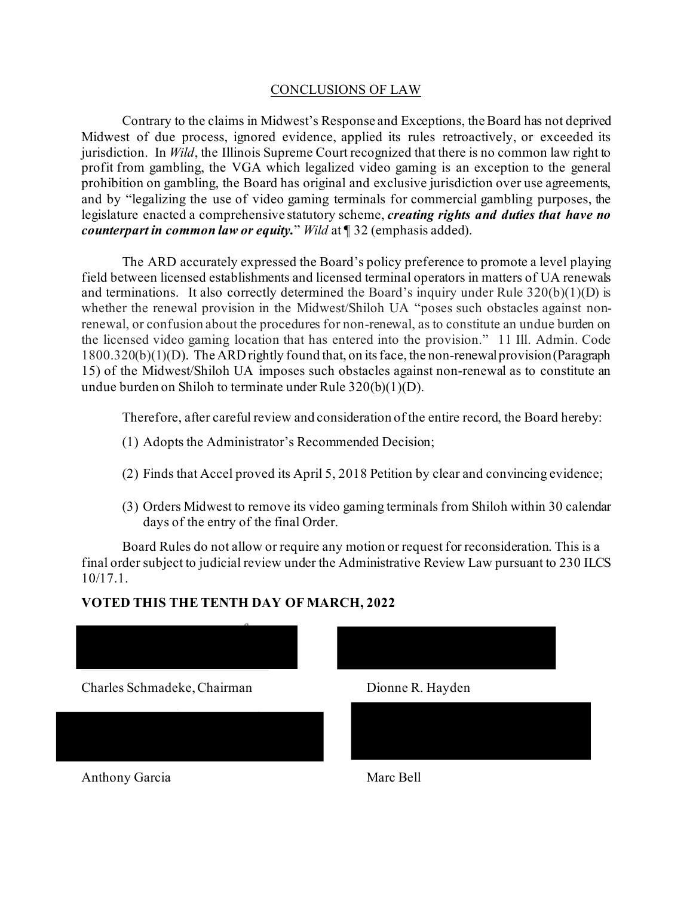## CONCLUSIONS OF LAW

Contrary to the claims in Midwest's Response and Exceptions, the Board has not deprived Midwest of due process, ignored evidence, applied its rules retroactively, or exceeded its jurisdiction. In *Wild*, the Illinois Supreme Court recognized that there is no common law right to profit from gambling, the VGA which legalized video gaming is an exception to the general prohibition on gambling, the Board has original and exclusive jurisdiction over use agreements, and by "legalizing the use of video gaming terminals for commercial gambling purposes, the legislature enacted a comprehensive statutory scheme, ***creating rights and duties that have no counterpart in common law or equity.***" *Wild* at ¶ 32 (emphasis added).

The ARD accurately expressed the Board's policy preference to promote a level playing field between licensed establishments and licensed terminal operators in matters of UA renewals and terminations. It also correctly determined the Board's inquiry under Rule 320(b)(1)(D) is whether the renewal provision in the Midwest/Shiloh UA "poses such obstacles against non-renewal, or confusion about the procedures for non-renewal, as to constitute an undue burden on the licensed video gaming location that has entered into the provision." 11 Ill. Admin. Code 1800.320(b)(1)(D). The ARD rightly found that, on its face, the non-renewal provision (Paragraph 15) of the Midwest/Shiloh UA imposes such obstacles against non-renewal as to constitute an undue burden on Shiloh to terminate under Rule 320(b)(1)(D).

Therefore, after careful review and consideration of the entire record, the Board hereby:

(1) Adopts the Administrator's Recommended Decision;

(2) Finds that Accel proved its April 5, 2018 Petition by clear and convincing evidence;

(3) Orders Midwest to remove its video gaming terminals from Shiloh within 30 calendar days of the entry of the final Order.

Board Rules do not allow or require any motion or request for reconsideration. This is a final order subject to judicial review under the Administrative Review Law pursuant to 230 ILCS 10/17.1.

**VOTED THIS THE TENTH DAY OF MARCH, 2022**

Charles Schmadeke, Chairman

Dionne R. Hayden

Anthony Garcia

Marc Bell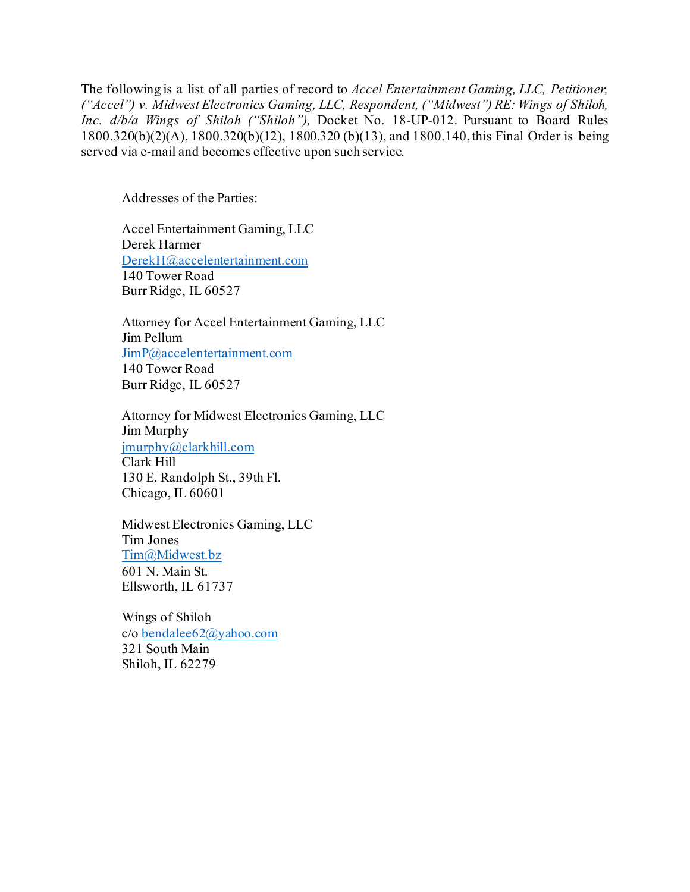The following is a list of all parties of record to *Accel Entertainment Gaming, LLC, Petitioner, ("Accel") v. Midwest Electronics Gaming, LLC, Respondent, ("Midwest") RE: Wings of Shiloh, Inc. d/b/a Wings of Shiloh ("Shiloh"),* Docket No. 18-UP-012. Pursuant to Board Rules 1800.320(b)(2)(A), 1800.320(b)(12), 1800.320 (b)(13), and 1800.140, this Final Order is being served via e-mail and becomes effective upon such service.

Addresses of the Parties:

Accel Entertainment Gaming, LLC
Derek Harmer
DerekH@accelentertainment.com
140 Tower Road
Burr Ridge, IL 60527

Attorney for Accel Entertainment Gaming, LLC
Jim Pellum
JimP@accelentertainment.com
140 Tower Road
Burr Ridge, IL 60527

Attorney for Midwest Electronics Gaming, LLC
Jim Murphy
jmurphy@clarkhill.com
Clark Hill
130 E. Randolph St., 39th Fl.
Chicago, IL 60601

Midwest Electronics Gaming, LLC
Tim Jones
Tim@Midwest.bz
601 N. Main St.
Ellsworth, IL 61737

Wings of Shiloh
c/o bendalee62@yahoo.com
321 South Main
Shiloh, IL 62279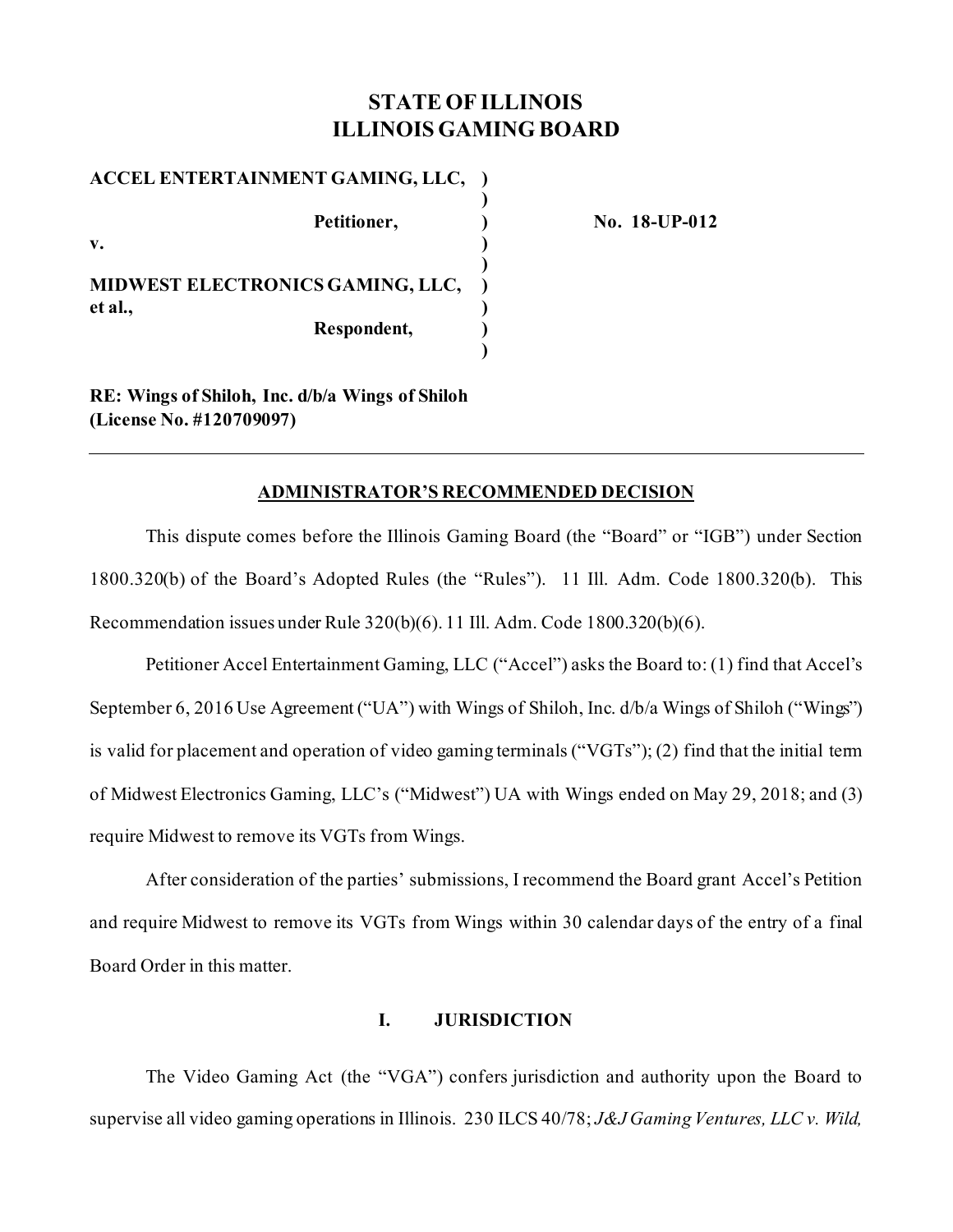# STATE OF ILLINOIS
# ILLINOIS GAMING BOARD

| | | |
|---|---|---|
| **ACCEL ENTERTAINMENT GAMING, LLC,** | ) | |
| | ) | |
| **Petitioner,** | ) | **No. 18-UP-012** |
| **v.** | ) | |
| | ) | |
| **MIDWEST ELECTRONICS GAMING, LLC, et al.,** | ) | |
| **Respondent,** | ) | |
| | ) | |

**RE: Wings of Shiloh, Inc. d/b/a Wings of Shiloh (License No. #120709097)**

---

## ADMINISTRATOR'S RECOMMENDED DECISION

This dispute comes before the Illinois Gaming Board (the "Board" or "IGB") under Section 1800.320(b) of the Board's Adopted Rules (the "Rules"). 11 Ill. Adm. Code 1800.320(b). This Recommendation issues under Rule 320(b)(6). 11 Ill. Adm. Code 1800.320(b)(6).

Petitioner Accel Entertainment Gaming, LLC ("Accel") asks the Board to: (1) find that Accel's September 6, 2016 Use Agreement ("UA") with Wings of Shiloh, Inc. d/b/a Wings of Shiloh ("Wings") is valid for placement and operation of video gaming terminals ("VGTs"); (2) find that the initial term of Midwest Electronics Gaming, LLC's ("Midwest") UA with Wings ended on May 29, 2018; and (3) require Midwest to remove its VGTs from Wings.

After consideration of the parties' submissions, I recommend the Board grant Accel's Petition and require Midwest to remove its VGTs from Wings within 30 calendar days of the entry of a final Board Order in this matter.

## I. JURISDICTION

The Video Gaming Act (the "VGA") confers jurisdiction and authority upon the Board to supervise all video gaming operations in Illinois. 230 ILCS 40/78; *J&J Gaming Ventures, LLC v. Wild,*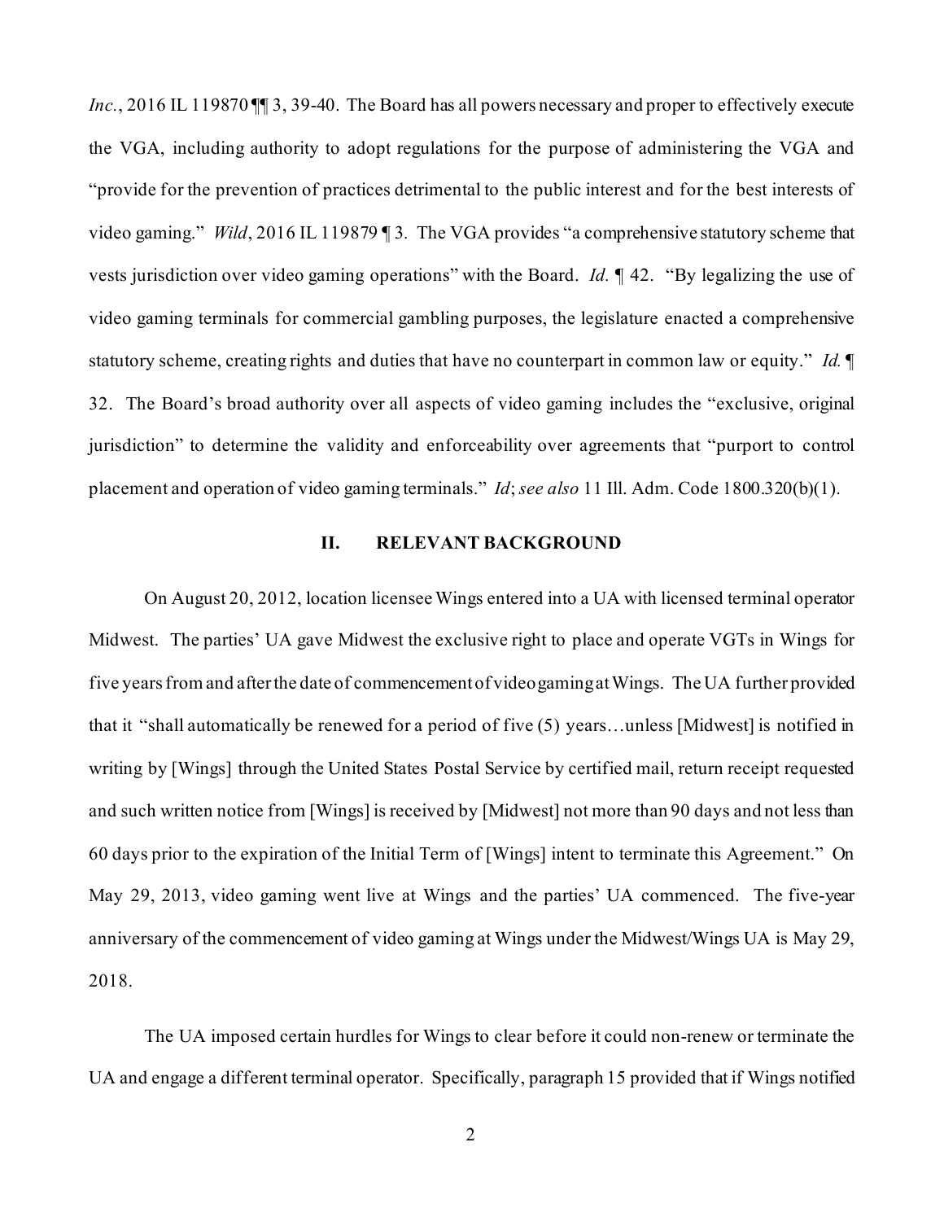*Inc.*, 2016 IL 119870 ¶¶ 3, 39-40. The Board has all powers necessary and proper to effectively execute the VGA, including authority to adopt regulations for the purpose of administering the VGA and "provide for the prevention of practices detrimental to the public interest and for the best interests of video gaming." *Wild*, 2016 IL 119879 ¶ 3. The VGA provides "a comprehensive statutory scheme that vests jurisdiction over video gaming operations" with the Board. *Id.* ¶ 42. "By legalizing the use of video gaming terminals for commercial gambling purposes, the legislature enacted a comprehensive statutory scheme, creating rights and duties that have no counterpart in common law or equity." *Id.* ¶ 32. The Board's broad authority over all aspects of video gaming includes the "exclusive, original jurisdiction" to determine the validity and enforceability over agreements that "purport to control placement and operation of video gaming terminals." *Id*; *see also* 11 Ill. Adm. Code 1800.320(b)(1).

## II. RELEVANT BACKGROUND

On August 20, 2012, location licensee Wings entered into a UA with licensed terminal operator Midwest. The parties' UA gave Midwest the exclusive right to place and operate VGTs in Wings for five years from and after the date of commencement of video gaming at Wings. The UA further provided that it "shall automatically be renewed for a period of five (5) years…unless [Midwest] is notified in writing by [Wings] through the United States Postal Service by certified mail, return receipt requested and such written notice from [Wings] is received by [Midwest] not more than 90 days and not less than 60 days prior to the expiration of the Initial Term of [Wings] intent to terminate this Agreement." On May 29, 2013, video gaming went live at Wings and the parties' UA commenced. The five-year anniversary of the commencement of video gaming at Wings under the Midwest/Wings UA is May 29, 2018.

The UA imposed certain hurdles for Wings to clear before it could non-renew or terminate the UA and engage a different terminal operator. Specifically, paragraph 15 provided that if Wings notified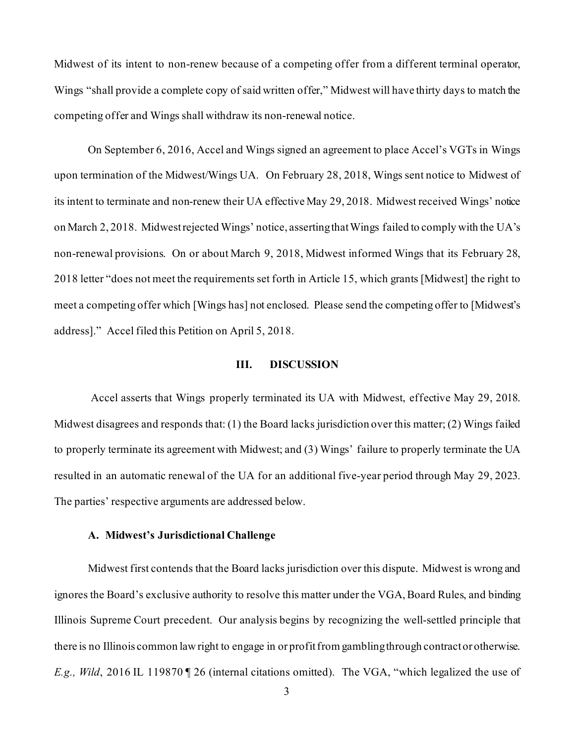Midwest of its intent to non-renew because of a competing offer from a different terminal operator, Wings "shall provide a complete copy of said written offer," Midwest will have thirty days to match the competing offer and Wings shall withdraw its non-renewal notice.

On September 6, 2016, Accel and Wings signed an agreement to place Accel's VGTs in Wings upon termination of the Midwest/Wings UA. On February 28, 2018, Wings sent notice to Midwest of its intent to terminate and non-renew their UA effective May 29, 2018. Midwest received Wings' notice on March 2, 2018. Midwest rejected Wings' notice, asserting that Wings failed to comply with the UA's non-renewal provisions. On or about March 9, 2018, Midwest informed Wings that its February 28, 2018 letter "does not meet the requirements set forth in Article 15, which grants [Midwest] the right to meet a competing offer which [Wings has] not enclosed. Please send the competing offer to [Midwest's address]." Accel filed this Petition on April 5, 2018.

## III. DISCUSSION

Accel asserts that Wings properly terminated its UA with Midwest, effective May 29, 2018. Midwest disagrees and responds that: (1) the Board lacks jurisdiction over this matter; (2) Wings failed to properly terminate its agreement with Midwest; and (3) Wings' failure to properly terminate the UA resulted in an automatic renewal of the UA for an additional five-year period through May 29, 2023. The parties' respective arguments are addressed below.

### A. Midwest's Jurisdictional Challenge

Midwest first contends that the Board lacks jurisdiction over this dispute. Midwest is wrong and ignores the Board's exclusive authority to resolve this matter under the VGA, Board Rules, and binding Illinois Supreme Court precedent. Our analysis begins by recognizing the well-settled principle that there is no Illinois common law right to engage in or profit from gambling through contract or otherwise. *E.g., Wild*, 2016 IL 119870 ¶ 26 (internal citations omitted). The VGA, "which legalized the use of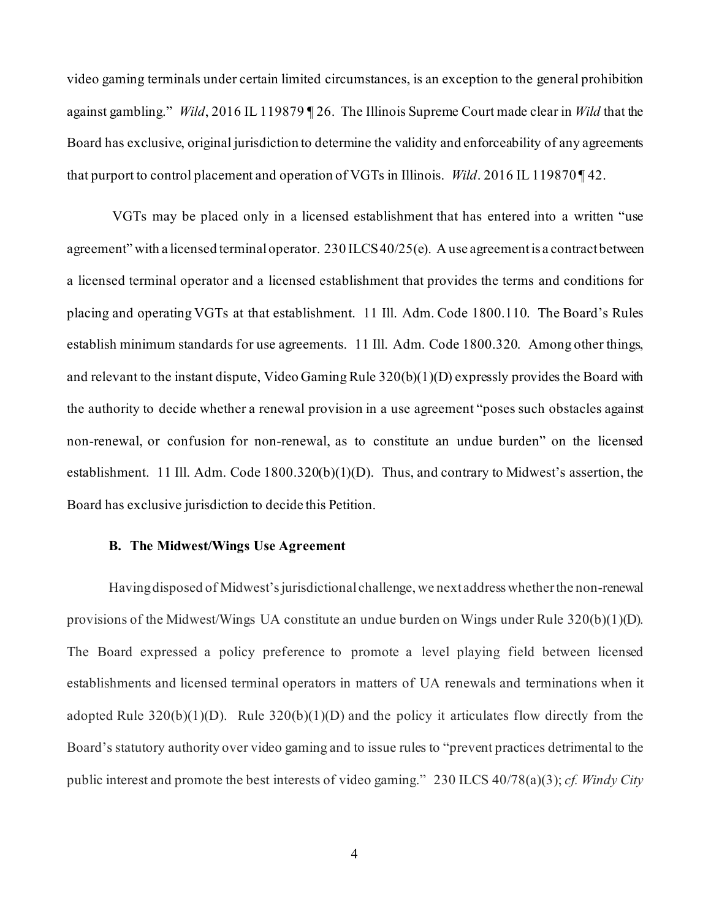video gaming terminals under certain limited circumstances, is an exception to the general prohibition against gambling." *Wild*, 2016 IL 119879 ¶ 26. The Illinois Supreme Court made clear in *Wild* that the Board has exclusive, original jurisdiction to determine the validity and enforceability of any agreements that purport to control placement and operation of VGTs in Illinois. *Wild*. 2016 IL 119870 ¶ 42.

VGTs may be placed only in a licensed establishment that has entered into a written "use agreement" with a licensed terminal operator. 230 ILCS 40/25(e). A use agreement is a contract between a licensed terminal operator and a licensed establishment that provides the terms and conditions for placing and operating VGTs at that establishment. 11 Ill. Adm. Code 1800.110. The Board's Rules establish minimum standards for use agreements. 11 Ill. Adm. Code 1800.320. Among other things, and relevant to the instant dispute, Video Gaming Rule 320(b)(1)(D) expressly provides the Board with the authority to decide whether a renewal provision in a use agreement "poses such obstacles against non-renewal, or confusion for non-renewal, as to constitute an undue burden" on the licensed establishment. 11 Ill. Adm. Code 1800.320(b)(1)(D). Thus, and contrary to Midwest's assertion, the Board has exclusive jurisdiction to decide this Petition.

### B. The Midwest/Wings Use Agreement

Having disposed of Midwest's jurisdictional challenge, we next address whether the non-renewal provisions of the Midwest/Wings UA constitute an undue burden on Wings under Rule 320(b)(1)(D). The Board expressed a policy preference to promote a level playing field between licensed establishments and licensed terminal operators in matters of UA renewals and terminations when it adopted Rule 320(b)(1)(D). Rule 320(b)(1)(D) and the policy it articulates flow directly from the Board's statutory authority over video gaming and to issue rules to "prevent practices detrimental to the public interest and promote the best interests of video gaming." 230 ILCS 40/78(a)(3); *cf. Windy City*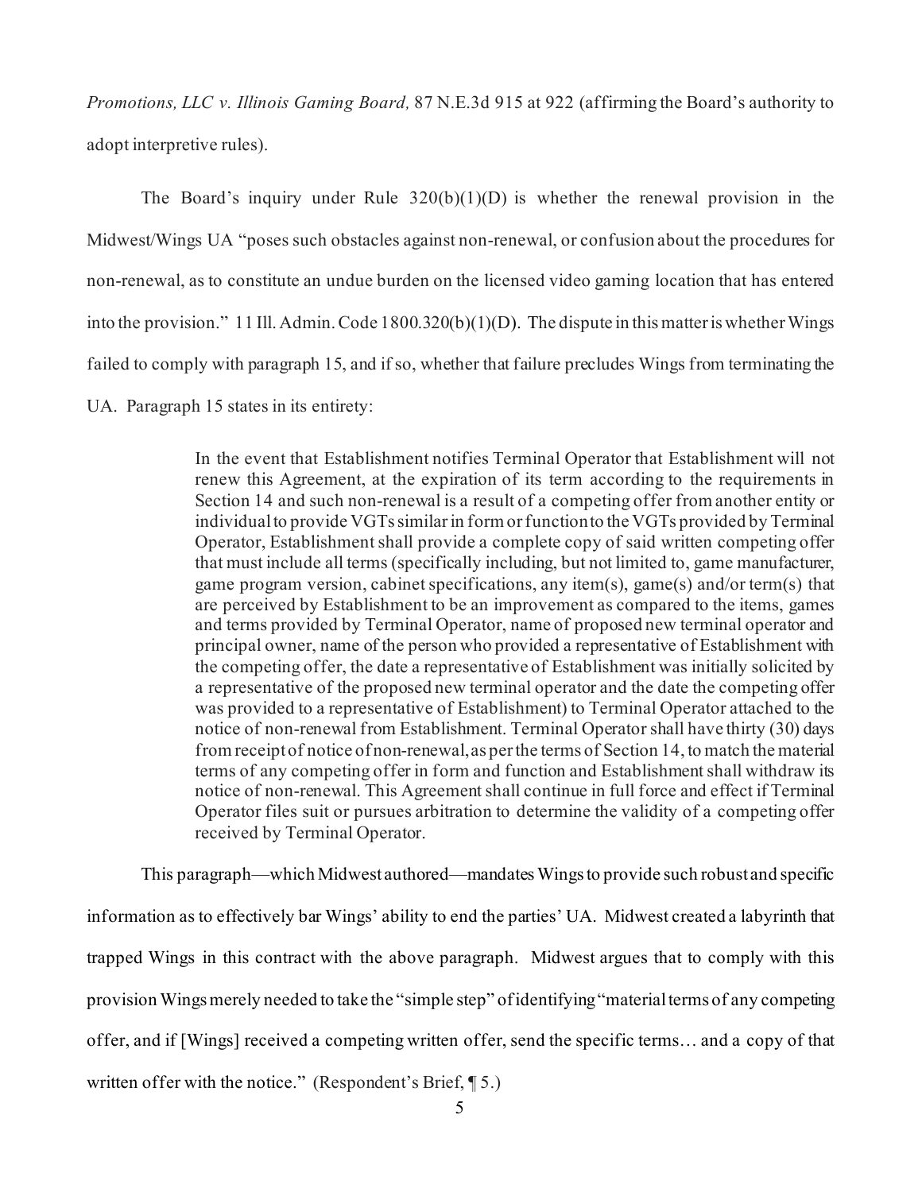*Promotions, LLC v. Illinois Gaming Board,* 87 N.E.3d 915 at 922 (affirming the Board's authority to adopt interpretive rules).

The Board's inquiry under Rule 320(b)(1)(D) is whether the renewal provision in the Midwest/Wings UA "poses such obstacles against non-renewal, or confusion about the procedures for non-renewal, as to constitute an undue burden on the licensed video gaming location that has entered into the provision." 11 Ill. Admin. Code 1800.320(b)(1)(D). The dispute in this matter is whether Wings failed to comply with paragraph 15, and if so, whether that failure precludes Wings from terminating the UA. Paragraph 15 states in its entirety:

> In the event that Establishment notifies Terminal Operator that Establishment will not renew this Agreement, at the expiration of its term according to the requirements in Section 14 and such non-renewal is a result of a competing offer from another entity or individual to provide VGTs similar in form or function to the VGTs provided by Terminal Operator, Establishment shall provide a complete copy of said written competing offer that must include all terms (specifically including, but not limited to, game manufacturer, game program version, cabinet specifications, any item(s), game(s) and/or term(s) that are perceived by Establishment to be an improvement as compared to the items, games and terms provided by Terminal Operator, name of proposed new terminal operator and principal owner, name of the person who provided a representative of Establishment with the competing offer, the date a representative of Establishment was initially solicited by a representative of the proposed new terminal operator and the date the competing offer was provided to a representative of Establishment) to Terminal Operator attached to the notice of non-renewal from Establishment. Terminal Operator shall have thirty (30) days from receipt of notice of non-renewal, as per the terms of Section 14, to match the material terms of any competing offer in form and function and Establishment shall withdraw its notice of non-renewal. This Agreement shall continue in full force and effect if Terminal Operator files suit or pursues arbitration to determine the validity of a competing offer received by Terminal Operator.

This paragraph—which Midwest authored—mandates Wings to provide such robust and specific information as to effectively bar Wings' ability to end the parties' UA. Midwest created a labyrinth that trapped Wings in this contract with the above paragraph. Midwest argues that to comply with this provision Wings merely needed to take the "simple step" of identifying "material terms of any competing offer, and if [Wings] received a competing written offer, send the specific terms… and a copy of that written offer with the notice." (Respondent's Brief, ¶ 5.)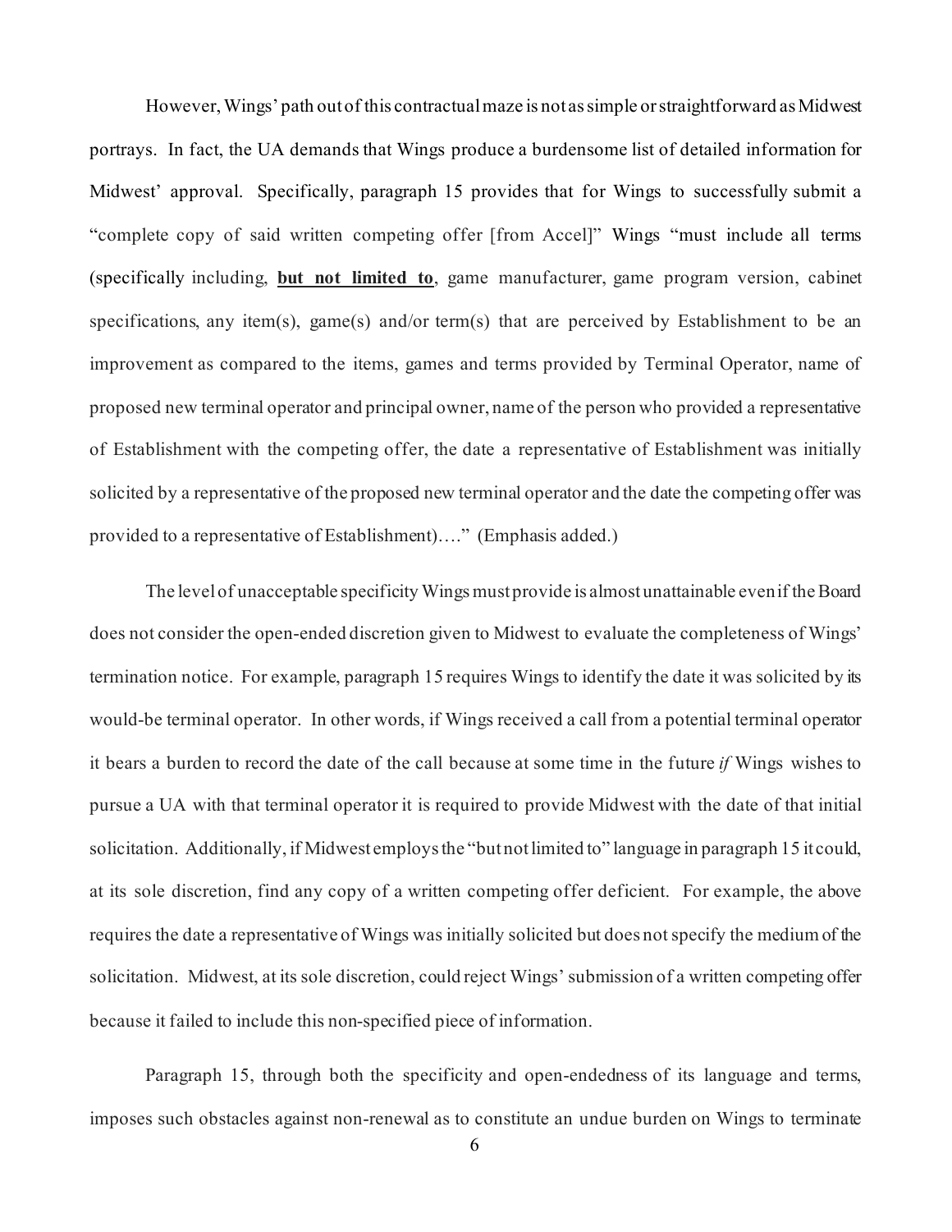However, Wings' path out of this contractual maze is not as simple or straightforward as Midwest portrays. In fact, the UA demands that Wings produce a burdensome list of detailed information for Midwest' approval. Specifically, paragraph 15 provides that for Wings to successfully submit a "complete copy of said written competing offer [from Accel]" Wings "must include all terms (specifically including, **<u>but not limited to</u>**, game manufacturer, game program version, cabinet specifications, any item(s), game(s) and/or term(s) that are perceived by Establishment to be an improvement as compared to the items, games and terms provided by Terminal Operator, name of proposed new terminal operator and principal owner, name of the person who provided a representative of Establishment with the competing offer, the date a representative of Establishment was initially solicited by a representative of the proposed new terminal operator and the date the competing offer was provided to a representative of Establishment)…." (Emphasis added.)

The level of unacceptable specificity Wings must provide is almost unattainable even if the Board does not consider the open-ended discretion given to Midwest to evaluate the completeness of Wings' termination notice. For example, paragraph 15 requires Wings to identify the date it was solicited by its would-be terminal operator. In other words, if Wings received a call from a potential terminal operator it bears a burden to record the date of the call because at some time in the future *if* Wings wishes to pursue a UA with that terminal operator it is required to provide Midwest with the date of that initial solicitation. Additionally, if Midwest employs the "but not limited to" language in paragraph 15 it could, at its sole discretion, find any copy of a written competing offer deficient. For example, the above requires the date a representative of Wings was initially solicited but does not specify the medium of the solicitation. Midwest, at its sole discretion, could reject Wings' submission of a written competing offer because it failed to include this non-specified piece of information.

Paragraph 15, through both the specificity and open-endedness of its language and terms, imposes such obstacles against non-renewal as to constitute an undue burden on Wings to terminate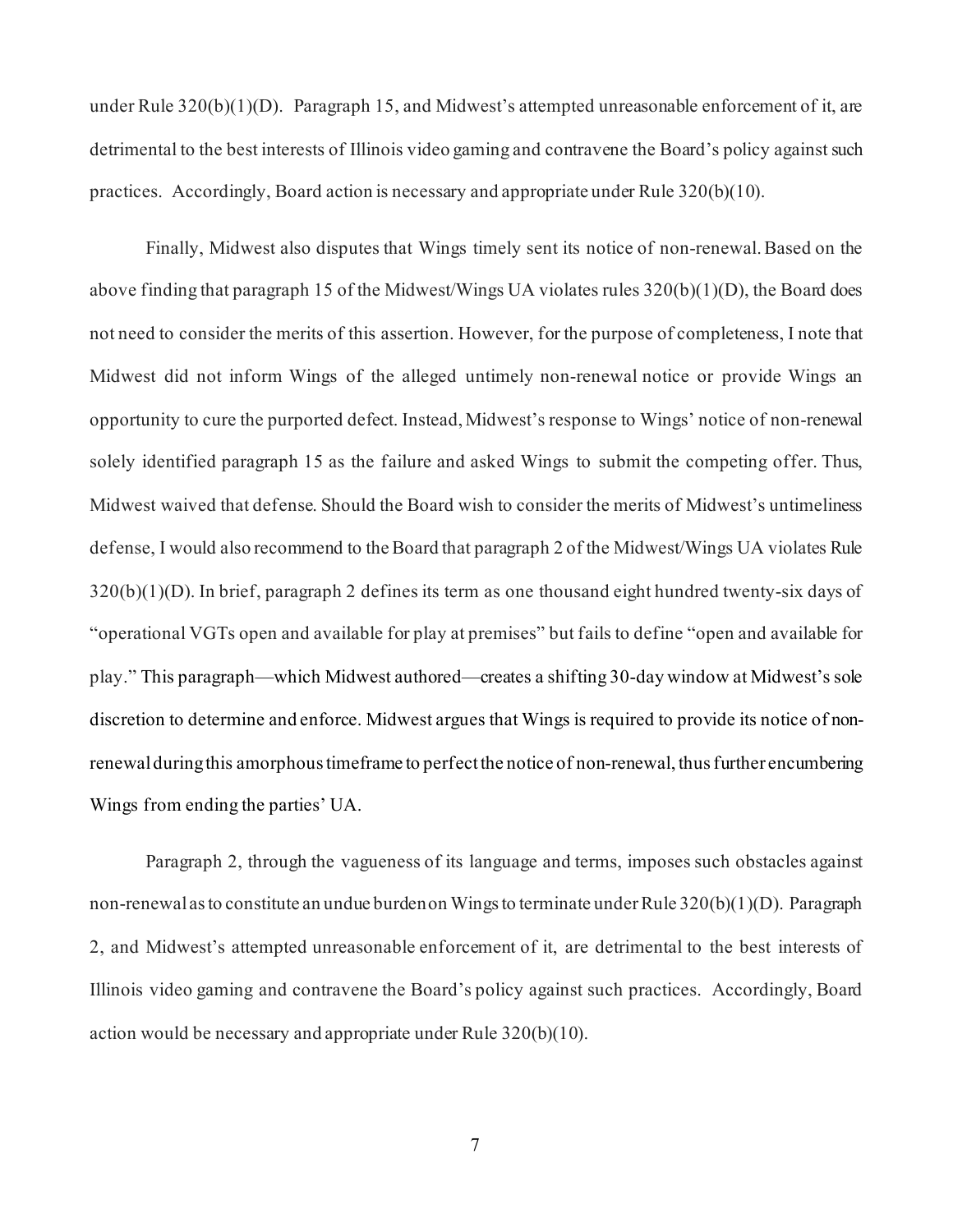under Rule 320(b)(1)(D). Paragraph 15, and Midwest's attempted unreasonable enforcement of it, are detrimental to the best interests of Illinois video gaming and contravene the Board's policy against such practices. Accordingly, Board action is necessary and appropriate under Rule 320(b)(10).

Finally, Midwest also disputes that Wings timely sent its notice of non-renewal. Based on the above finding that paragraph 15 of the Midwest/Wings UA violates rules 320(b)(1)(D), the Board does not need to consider the merits of this assertion. However, for the purpose of completeness, I note that Midwest did not inform Wings of the alleged untimely non-renewal notice or provide Wings an opportunity to cure the purported defect. Instead, Midwest's response to Wings' notice of non-renewal solely identified paragraph 15 as the failure and asked Wings to submit the competing offer. Thus, Midwest waived that defense. Should the Board wish to consider the merits of Midwest's untimeliness defense, I would also recommend to the Board that paragraph 2 of the Midwest/Wings UA violates Rule 320(b)(1)(D). In brief, paragraph 2 defines its term as one thousand eight hundred twenty-six days of "operational VGTs open and available for play at premises" but fails to define "open and available for play." This paragraph—which Midwest authored—creates a shifting 30-day window at Midwest's sole discretion to determine and enforce. Midwest argues that Wings is required to provide its notice of non-renewal during this amorphous timeframe to perfect the notice of non-renewal, thus further encumbering Wings from ending the parties' UA.

Paragraph 2, through the vagueness of its language and terms, imposes such obstacles against non-renewal as to constitute an undue burden on Wings to terminate under Rule 320(b)(1)(D). Paragraph 2, and Midwest's attempted unreasonable enforcement of it, are detrimental to the best interests of Illinois video gaming and contravene the Board's policy against such practices. Accordingly, Board action would be necessary and appropriate under Rule 320(b)(10).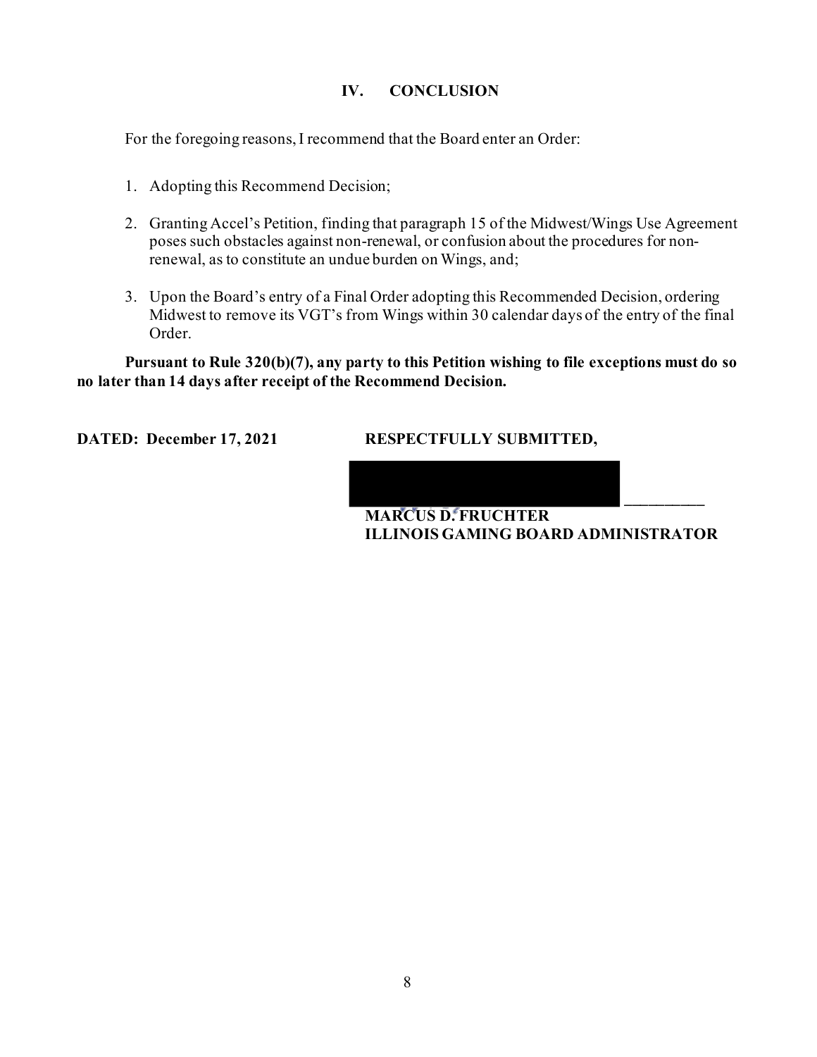## IV. CONCLUSION

For the foregoing reasons, I recommend that the Board enter an Order:

1. Adopting this Recommend Decision;
2. Granting Accel's Petition, finding that paragraph 15 of the Midwest/Wings Use Agreement poses such obstacles against non-renewal, or confusion about the procedures for non-renewal, as to constitute an undue burden on Wings, and;
3. Upon the Board's entry of a Final Order adopting this Recommended Decision, ordering Midwest to remove its VGT's from Wings within 30 calendar days of the entry of the final Order.

**Pursuant to Rule 320(b)(7), any party to this Petition wishing to file exceptions must do so no later than 14 days after receipt of the Recommend Decision.**

**DATED: December 17, 2021**

**RESPECTFULLY SUBMITTED,**

**MARCUS D. FRUCHTER**
**ILLINOIS GAMING BOARD ADMINISTRATOR**